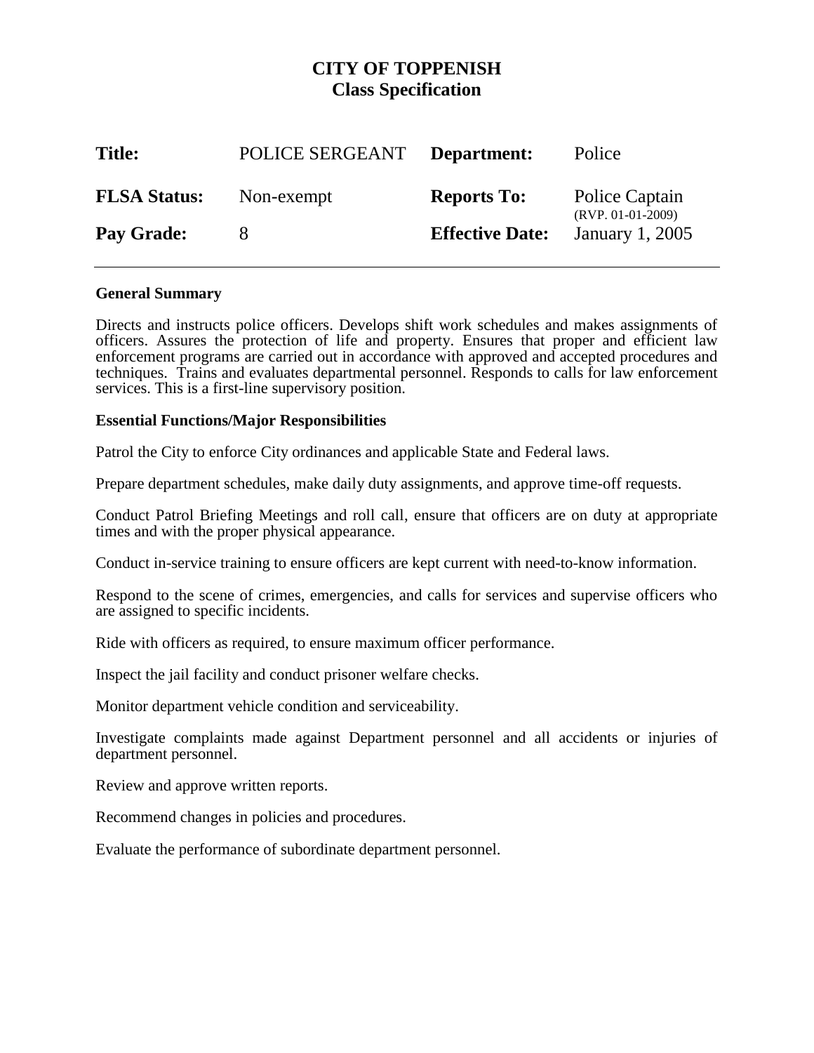# CITY OF TOPPENISH
## Class Specification

| **Title:** | POLICE SERGEANT | **Department:** | Police |
|---|---|---|---|
| **FLSA Status:** | Non-exempt | **Reports To:** | Police Captain (RVP. 01-01-2009) |
| **Pay Grade:** | 8 | **Effective Date:** | January 1, 2005 |

---

**General Summary**

Directs and instructs police officers. Develops shift work schedules and makes assignments of officers. Assures the protection of life and property. Ensures that proper and efficient law enforcement programs are carried out in accordance with approved and accepted procedures and techniques. Trains and evaluates departmental personnel. Responds to calls for law enforcement services. This is a first-line supervisory position.

**Essential Functions/Major Responsibilities**

Patrol the City to enforce City ordinances and applicable State and Federal laws.

Prepare department schedules, make daily duty assignments, and approve time-off requests.

Conduct Patrol Briefing Meetings and roll call, ensure that officers are on duty at appropriate times and with the proper physical appearance.

Conduct in-service training to ensure officers are kept current with need-to-know information.

Respond to the scene of crimes, emergencies, and calls for services and supervise officers who are assigned to specific incidents.

Ride with officers as required, to ensure maximum officer performance.

Inspect the jail facility and conduct prisoner welfare checks.

Monitor department vehicle condition and serviceability.

Investigate complaints made against Department personnel and all accidents or injuries of department personnel.

Review and approve written reports.

Recommend changes in policies and procedures.

Evaluate the performance of subordinate department personnel.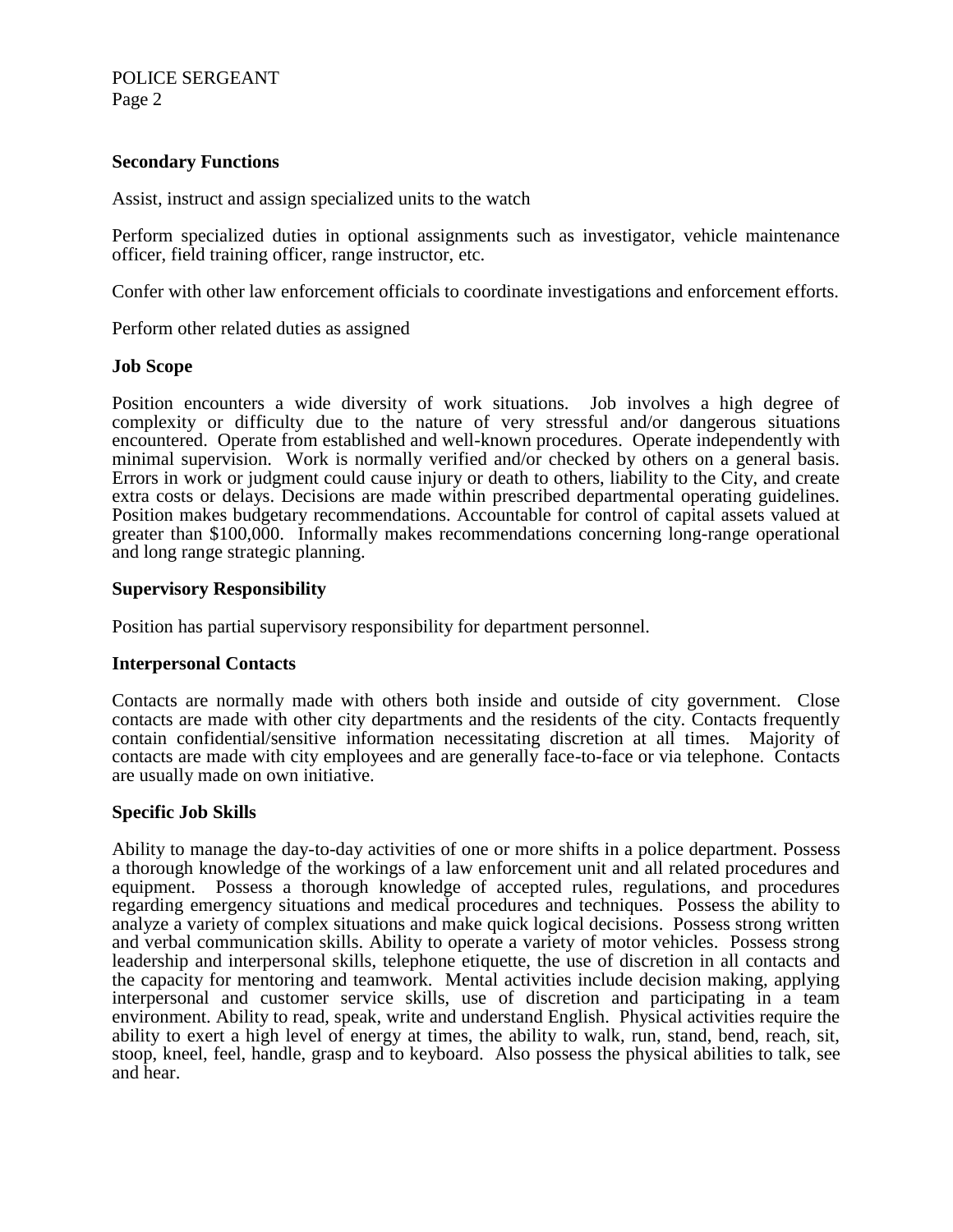**Secondary Functions**

Assist, instruct and assign specialized units to the watch

Perform specialized duties in optional assignments such as investigator, vehicle maintenance officer, field training officer, range instructor, etc.

Confer with other law enforcement officials to coordinate investigations and enforcement efforts.

Perform other related duties as assigned

**Job Scope**

Position encounters a wide diversity of work situations. Job involves a high degree of complexity or difficulty due to the nature of very stressful and/or dangerous situations encountered. Operate from established and well-known procedures. Operate independently with minimal supervision. Work is normally verified and/or checked by others on a general basis. Errors in work or judgment could cause injury or death to others, liability to the City, and create extra costs or delays. Decisions are made within prescribed departmental operating guidelines. Position makes budgetary recommendations. Accountable for control of capital assets valued at greater than $100,000. Informally makes recommendations concerning long-range operational and long range strategic planning.

**Supervisory Responsibility**

Position has partial supervisory responsibility for department personnel.

**Interpersonal Contacts**

Contacts are normally made with others both inside and outside of city government. Close contacts are made with other city departments and the residents of the city. Contacts frequently contain confidential/sensitive information necessitating discretion at all times. Majority of contacts are made with city employees and are generally face-to-face or via telephone. Contacts are usually made on own initiative.

**Specific Job Skills**

Ability to manage the day-to-day activities of one or more shifts in a police department. Possess a thorough knowledge of the workings of a law enforcement unit and all related procedures and equipment. Possess a thorough knowledge of accepted rules, regulations, and procedures regarding emergency situations and medical procedures and techniques. Possess the ability to analyze a variety of complex situations and make quick logical decisions. Possess strong written and verbal communication skills. Ability to operate a variety of motor vehicles. Possess strong leadership and interpersonal skills, telephone etiquette, the use of discretion in all contacts and the capacity for mentoring and teamwork. Mental activities include decision making, applying interpersonal and customer service skills, use of discretion and participating in a team environment. Ability to read, speak, write and understand English. Physical activities require the ability to exert a high level of energy at times, the ability to walk, run, stand, bend, reach, sit, stoop, kneel, feel, handle, grasp and to keyboard. Also possess the physical abilities to talk, see and hear.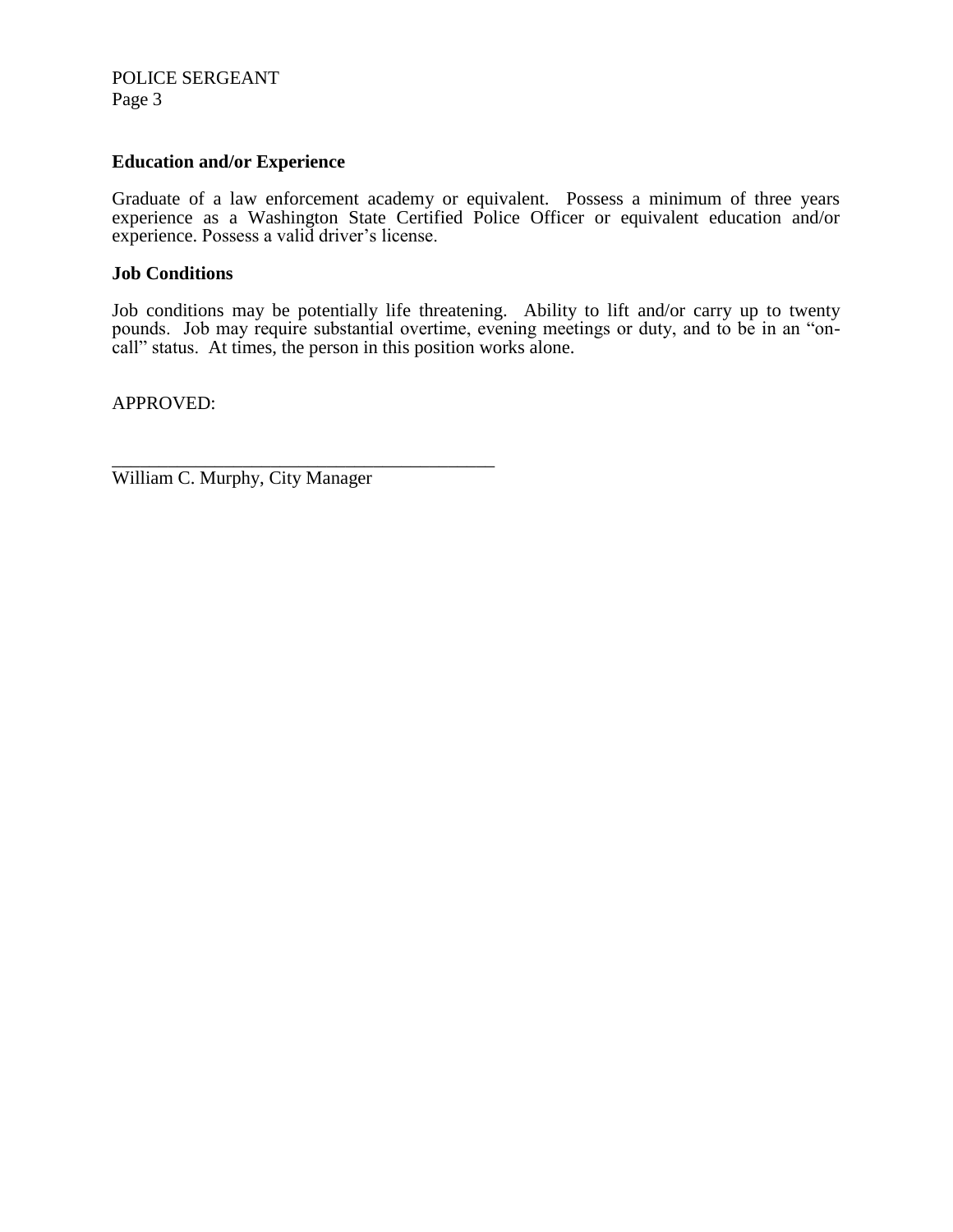### Education and/or Experience

Graduate of a law enforcement academy or equivalent. Possess a minimum of three years experience as a Washington State Certified Police Officer or equivalent education and/or experience. Possess a valid driver's license.

### Job Conditions

Job conditions may be potentially life threatening. Ability to lift and/or carry up to twenty pounds. Job may require substantial overtime, evening meetings or duty, and to be in an "on-call" status. At times, the person in this position works alone.

APPROVED:

\_\_\_\_\_\_\_\_\_\_\_\_\_\_\_\_\_\_\_\_\_\_\_\_\_\_\_\_\_\_\_\_\_\_\_\_\_\_\_\_\_\_\_\_

William C. Murphy, City Manager